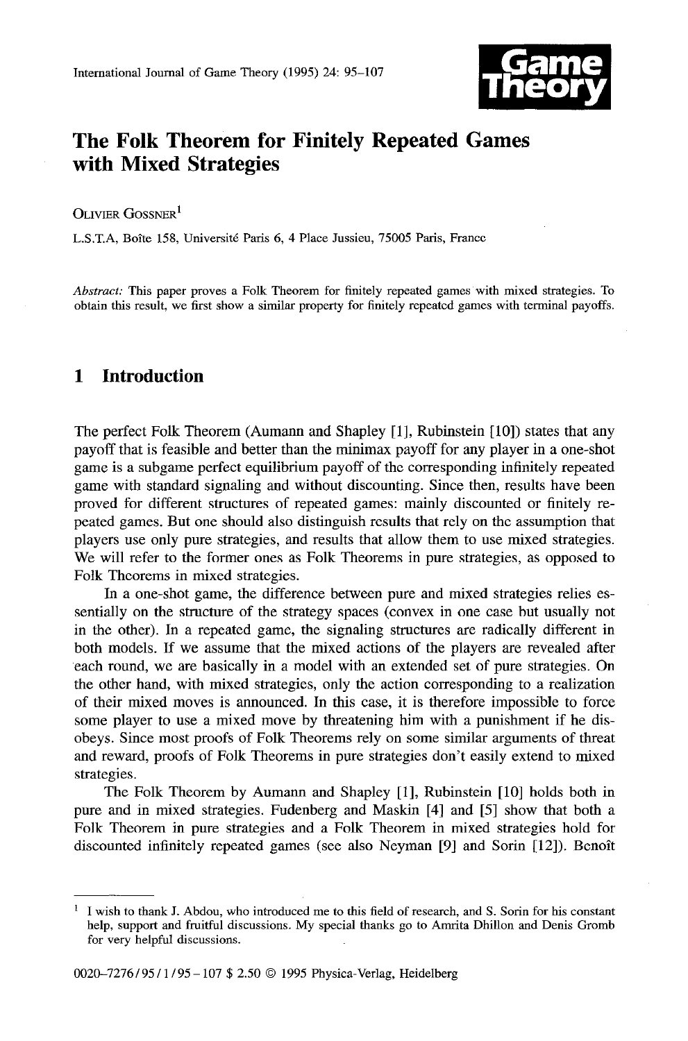# The Folk Theorem for Finitely Repeated Games with Mixed Strategies

OLIVIER GOSSNER[1]

L.S.T.A, Boîte 158, Université Paris 6, 4 Place Jussieu, 75005 Paris, France

*Abstract:* This paper proves a Folk Theorem for finitely repeated games with mixed strategies. To obtain this result, we first show a similar property for finitely repeated games with terminal payoffs.

## 1 Introduction

The perfect Folk Theorem (Aumann and Shapley [1], Rubinstein [10]) states that any payoff that is feasible and better than the minimax payoff for any player in a one-shot game is a subgame perfect equilibrium payoff of the corresponding infinitely repeated game with standard signaling and without discounting. Since then, results have been proved for different structures of repeated games: mainly discounted or finitely repeated games. But one should also distinguish results that rely on the assumption that players use only pure strategies, and results that allow them to use mixed strategies. We will refer to the former ones as Folk Theorems in pure strategies, as opposed to Folk Theorems in mixed strategies.

In a one-shot game, the difference between pure and mixed strategies relies essentially on the structure of the strategy spaces (convex in one case but usually not in the other). In a repeated game, the signaling structures are radically different in both models. If we assume that the mixed actions of the players are revealed after each round, we are basically in a model with an extended set of pure strategies. On the other hand, with mixed strategies, only the action corresponding to a realization of their mixed moves is announced. In this case, it is therefore impossible to force some player to use a mixed move by threatening him with a punishment if he disobeys. Since most proofs of Folk Theorems rely on some similar arguments of threat and reward, proofs of Folk Theorems in pure strategies don't easily extend to mixed strategies.

The Folk Theorem by Aumann and Shapley [1], Rubinstein [10] holds both in pure and in mixed strategies. Fudenberg and Maskin [4] and [5] show that both a Folk Theorem in pure strategies and a Folk Theorem in mixed strategies hold for discounted infinitely repeated games (see also Neyman [9] and Sorin [12]). Benoît

[1] I wish to thank J. Abdou, who introduced me to this field of research, and S. Sorin for his constant help, support and fruitful discussions. My special thanks go to Amrita Dhillon and Denis Gromb for very helpful discussions.

0020-7276/95/1/95-107 $ 2.50 © 1995 Physica-Verlag, Heidelberg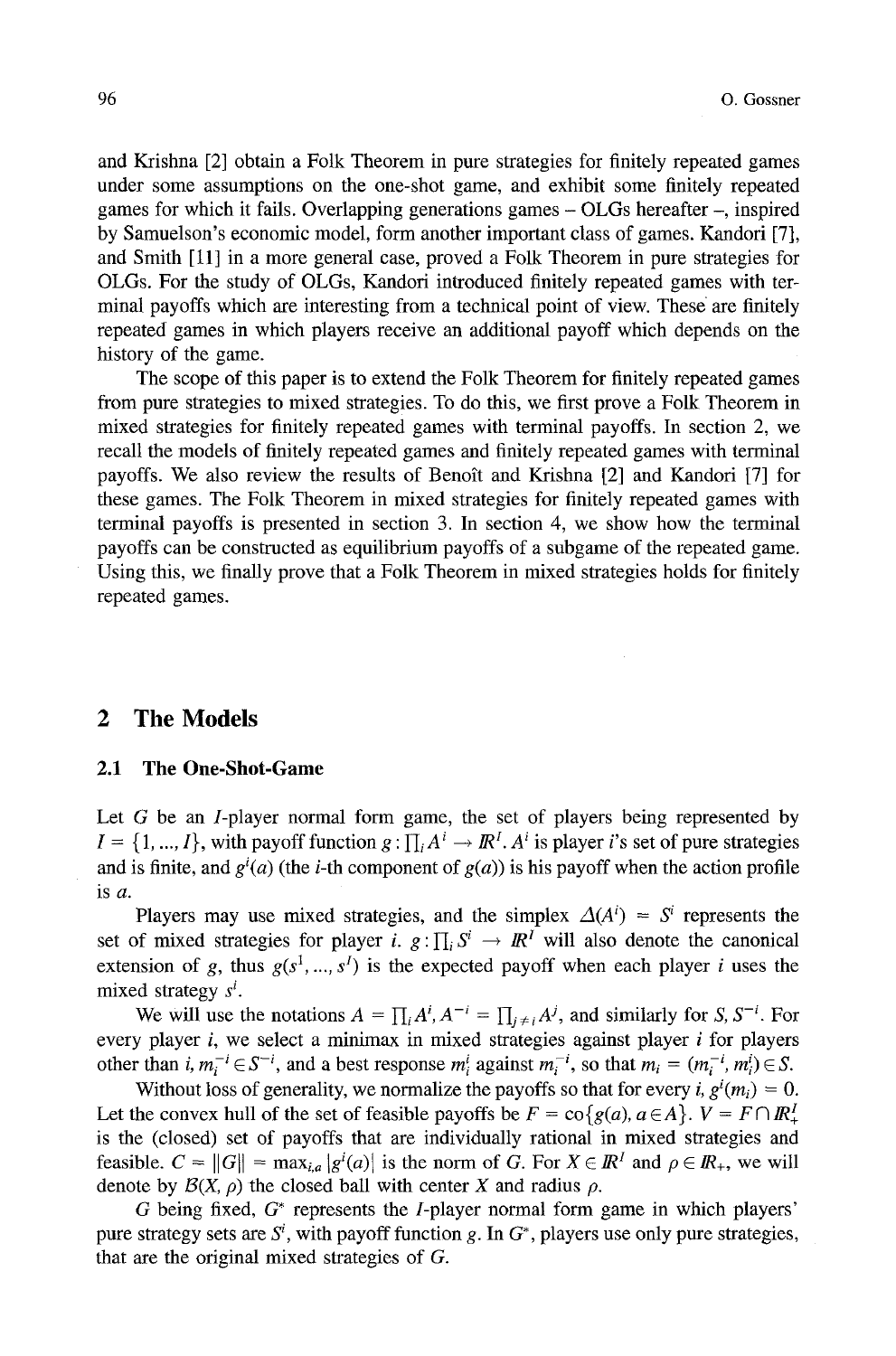and Krishna [2] obtain a Folk Theorem in pure strategies for finitely repeated games under some assumptions on the one-shot game, and exhibit some finitely repeated games for which it fails. Overlapping generations games – OLGs hereafter –, inspired by Samuelson's economic model, form another important class of games. Kandori [7], and Smith [11] in a more general case, proved a Folk Theorem in pure strategies for OLGs. For the study of OLGs, Kandori introduced finitely repeated games with terminal payoffs which are interesting from a technical point of view. These are finitely repeated games in which players receive an additional payoff which depends on the history of the game.

The scope of this paper is to extend the Folk Theorem for finitely repeated games from pure strategies to mixed strategies. To do this, we first prove a Folk Theorem in mixed strategies for finitely repeated games with terminal payoffs. In section 2, we recall the models of finitely repeated games and finitely repeated games with terminal payoffs. We also review the results of Benoît and Krishna [2] and Kandori [7] for these games. The Folk Theorem in mixed strategies for finitely repeated games with terminal payoffs is presented in section 3. In section 4, we show how the terminal payoffs can be constructed as equilibrium payoffs of a subgame of the repeated game. Using this, we finally prove that a Folk Theorem in mixed strategies holds for finitely repeated games.

## 2 The Models

### 2.1 The One-Shot-Game

Let $G$ be an $I$-player normal form game, the set of players being represented by $I = \{1, ..., I\}$, with payoff function $g : \prod_i A^i \to I\!R^I$. $A^i$ is player $i$'s set of pure strategies and is finite, and $g^i(a)$ (the $i$-th component of $g(a)$) is his payoff when the action profile is $a$.

Players may use mixed strategies, and the simplex $\Delta(A^i) = S^i$ represents the set of mixed strategies for player $i$. $g : \prod_i S^i \to I\!R^I$ will also denote the canonical extension of $g$, thus $g(s^1, ..., s^I)$ is the expected payoff when each player $i$ uses the mixed strategy $s^i$.

We will use the notations $A = \prod_i A^i, A^{-i} = \prod_{j \neq i} A^j$, and similarly for $S, S^{-i}$. For every player $i$, we select a minimax in mixed strategies against player $i$ for players other than $i$, $m_i^{-i} \in S^{-i}$, and a best response $m_i^i$ against $m_i^{-i}$, so that $m_i = (m_i^{-i}, m_i^i) \in S$.

Without loss of generality, we normalize the payoffs so that for every $i$, $g^i(m_i) = 0$. Let the convex hull of the set of feasible payoffs be $F = \text{co}\{g(a), a \in A\}$. $V = F \cap I\!R^I_+$ is the (closed) set of payoffs that are individually rational in mixed strategies and feasible. $C = \|G\| = \max_{i,a} |g^i(a)|$ is the norm of $G$. For $X \in I\!R^I$ and $\rho \in I\!R_+$, we will denote by $B(X, \rho)$ the closed ball with center $X$ and radius $\rho$.

$G$ being fixed, $G^*$ represents the $I$-player normal form game in which players' pure strategy sets are $S^i$, with payoff function $g$. In $G^*$, players use only pure strategies, that are the original mixed strategies of $G$.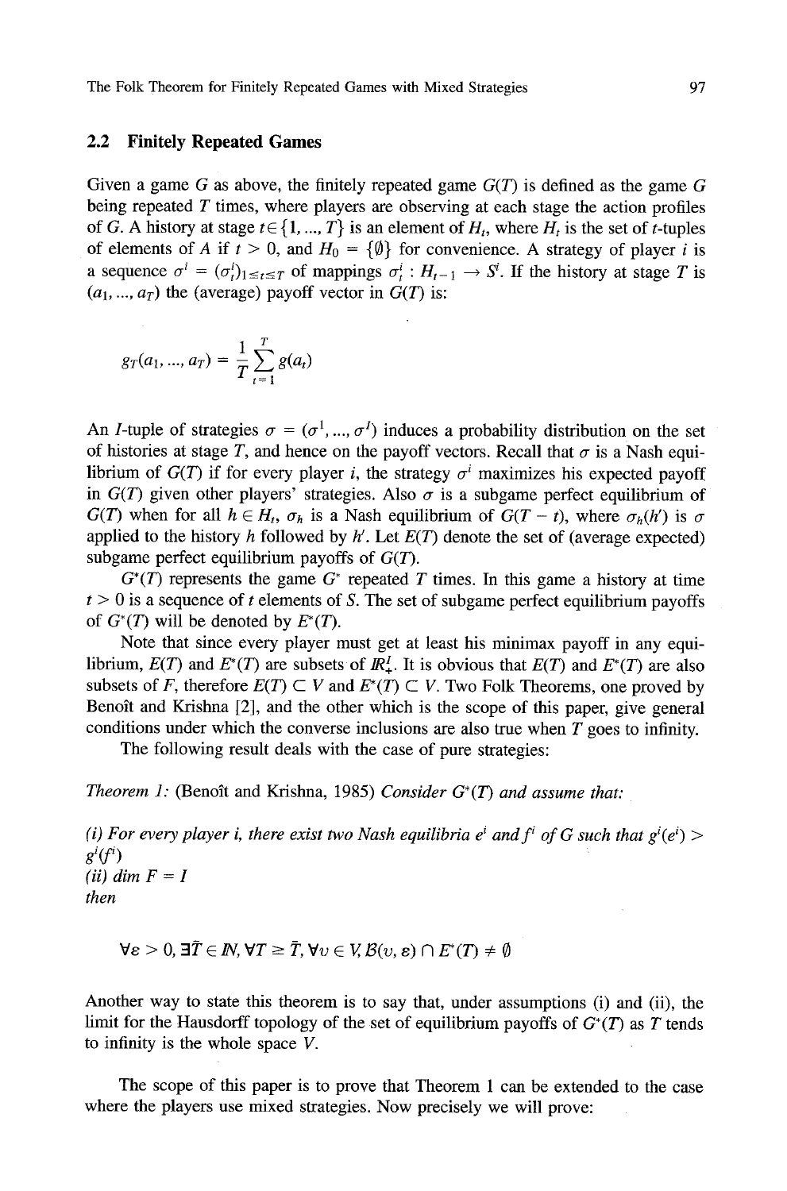### 2.2 Finitely Repeated Games

Given a game $G$ as above, the finitely repeated game $G(T)$ is defined as the game $G$ being repeated $T$ times, where players are observing at each stage the action profiles of $G$. A history at stage $t \in \{1, ..., T\}$ is an element of $H_t$, where $H_t$ is the set of $t$-tuples of elements of $A$ if $t > 0$, and $H_0 = \{\emptyset\}$ for convenience. A strategy of player $i$ is a sequence $\sigma^i = (\sigma_t^i)_{1 \leq t \leq T}$ of mappings $\sigma_t^i : H_{t-1} \rightarrow S^i$. If the history at stage $T$ is $(a_1, ..., a_T)$ the (average) payoff vector in $G(T)$ is:

$$g_T(a_1, ..., a_T) = \frac{1}{T} \sum_{t=1}^{T} g(a_t)$$

An $I$-tuple of strategies $\sigma = (\sigma^1, ..., \sigma^I)$ induces a probability distribution on the set of histories at stage $T$, and hence on the payoff vectors. Recall that $\sigma$ is a Nash equilibrium of $G(T)$ if for every player $i$, the strategy $\sigma^i$ maximizes his expected payoff in $G(T)$ given other players' strategies. Also $\sigma$ is a subgame perfect equilibrium of $G(T)$ when for all $h \in H_t$, $\sigma_h$ is a Nash equilibrium of $G(T-t)$, where $\sigma_h(h')$ is $\sigma$ applied to the history $h$ followed by $h'$. Let $E(T)$ denote the set of (average expected) subgame perfect equilibrium payoffs of $G(T)$.

$G^*(T)$ represents the game $G^*$ repeated $T$ times. In this game a history at time $t > 0$ is a sequence of $t$ elements of $S$. The set of subgame perfect equilibrium payoffs of $G^*(T)$ will be denoted by $E^*(T)$.

Note that since every player must get at least his minimax payoff in any equilibrium, $E(T)$ and $E^*(T)$ are subsets of $\mathbb{R}_+^I$. It is obvious that $E(T)$ and $E^*(T)$ are also subsets of $F$, therefore $E(T) \subset V$ and $E^*(T) \subset V$. Two Folk Theorems, one proved by Benoît and Krishna [2], and the other which is the scope of this paper, give general conditions under which the converse inclusions are also true when $T$ goes to infinity.

The following result deals with the case of pure strategies:

*Theorem 1:* (Benoît and Krishna, 1985) *Consider $G^*(T)$ and assume that:*

*(i) For every player $i$, there exist two Nash equilibria $e^i$ and $f^i$ of $G$ such that $g^i(e^i) > g^i(f^i)$*
*(ii) $\dim F = I$*
*then*

$$\forall \varepsilon > 0, \exists \bar{T} \in \mathbb{N}, \forall T \geq \bar{T}, \forall v \in V, \mathcal{B}(v, \varepsilon) \cap E^*(T) \neq \emptyset$$

Another way to state this theorem is to say that, under assumptions (i) and (ii), the limit for the Hausdorff topology of the set of equilibrium payoffs of $G^*(T)$ as $T$ tends to infinity is the whole space $V$.

The scope of this paper is to prove that Theorem 1 can be extended to the case where the players use mixed strategies. Now precisely we will prove: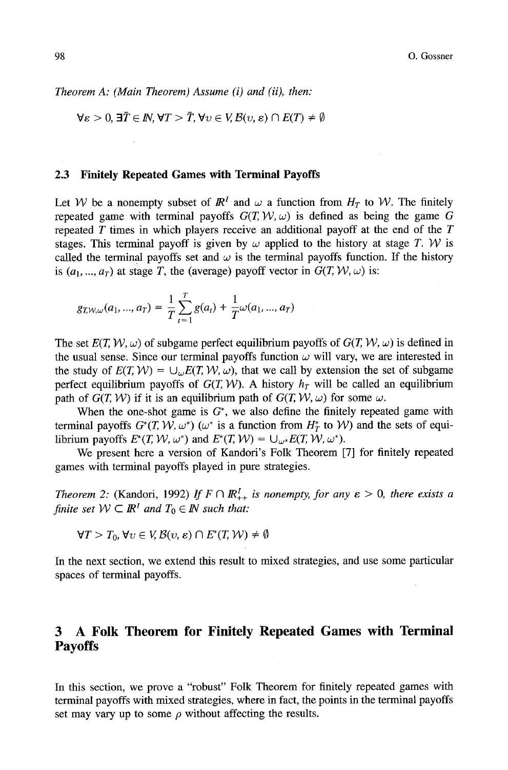*Theorem A: (Main Theorem) Assume (i) and (ii), then:*

$$\forall \varepsilon > 0, \exists \bar{T} \in \mathbb{N}, \forall T > \bar{T}, \forall v \in V, \mathcal{B}(v, \varepsilon) \cap E(T) \neq \emptyset$$

### 2.3 Finitely Repeated Games with Terminal Payoffs

Let $\mathcal{W}$ be a nonempty subset of $\mathbb{R}^I$ and $\omega$ a function from $H_T$ to $\mathcal{W}$. The finitely repeated game with terminal payoffs $G(T, \mathcal{W}, \omega)$ is defined as being the game $G$ repeated $T$ times in which players receive an additional payoff at the end of the $T$ stages. This terminal payoff is given by $\omega$ applied to the history at stage $T$. $\mathcal{W}$ is called the terminal payoffs set and $\omega$ is the terminal payoffs function. If the history is $(a_1, ..., a_T)$ at stage $T$, the (average) payoff vector in $G(T, \mathcal{W}, \omega)$ is:

$$g_{T,\mathcal{W},\omega}(a_1, ..., a_T) = \frac{1}{T}\sum_{t=1}^{T} g(a_t) + \frac{1}{T}\omega(a_1, ..., a_T)$$

The set $E(T, \mathcal{W}, \omega)$ of subgame perfect equilibrium payoffs of $G(T, \mathcal{W}, \omega)$ is defined in the usual sense. Since our terminal payoffs function $\omega$ will vary, we are interested in the study of $E(T, \mathcal{W}) = \cup_\omega E(T, \mathcal{W}, \omega)$, that we call by extension the set of subgame perfect equilibrium payoffs of $G(T, \mathcal{W})$. A history $h_T$ will be called an equilibrium path of $G(T, \mathcal{W})$ if it is an equilibrium path of $G(T, \mathcal{W}, \omega)$ for some $\omega$.

When the one-shot game is $G^*$, we also define the finitely repeated game with terminal payoffs $G^*(T, \mathcal{W}, \omega^*)$ ($\omega^*$ is a function from $H_T^*$ to $\mathcal{W}$) and the sets of equilibrium payoffs $E^*(T, \mathcal{W}, \omega^*)$ and $E^*(T, \mathcal{W}) = \cup_{\omega^*} E(T, \mathcal{W}, \omega^*)$.

We present here a version of Kandori's Folk Theorem [7] for finitely repeated games with terminal payoffs played in pure strategies.

*Theorem 2:* (Kandori, 1992) *If $F \cap \mathbb{R}^I_{++}$ is nonempty, for any $\varepsilon > 0$, there exists a finite set $\mathcal{W} \subset \mathbb{R}^I$ and $T_0 \in \mathbb{N}$ such that:*

$$\forall T > T_0, \forall v \in V, \mathcal{B}(v, \varepsilon) \cap E^*(T, \mathcal{W}) \neq \emptyset$$

In the next section, we extend this result to mixed strategies, and use some particular spaces of terminal payoffs.

## 3 A Folk Theorem for Finitely Repeated Games with Terminal Payoffs

In this section, we prove a "robust" Folk Theorem for finitely repeated games with terminal payoffs with mixed strategies, where in fact, the points in the terminal payoffs set may vary up to some $\rho$ without affecting the results.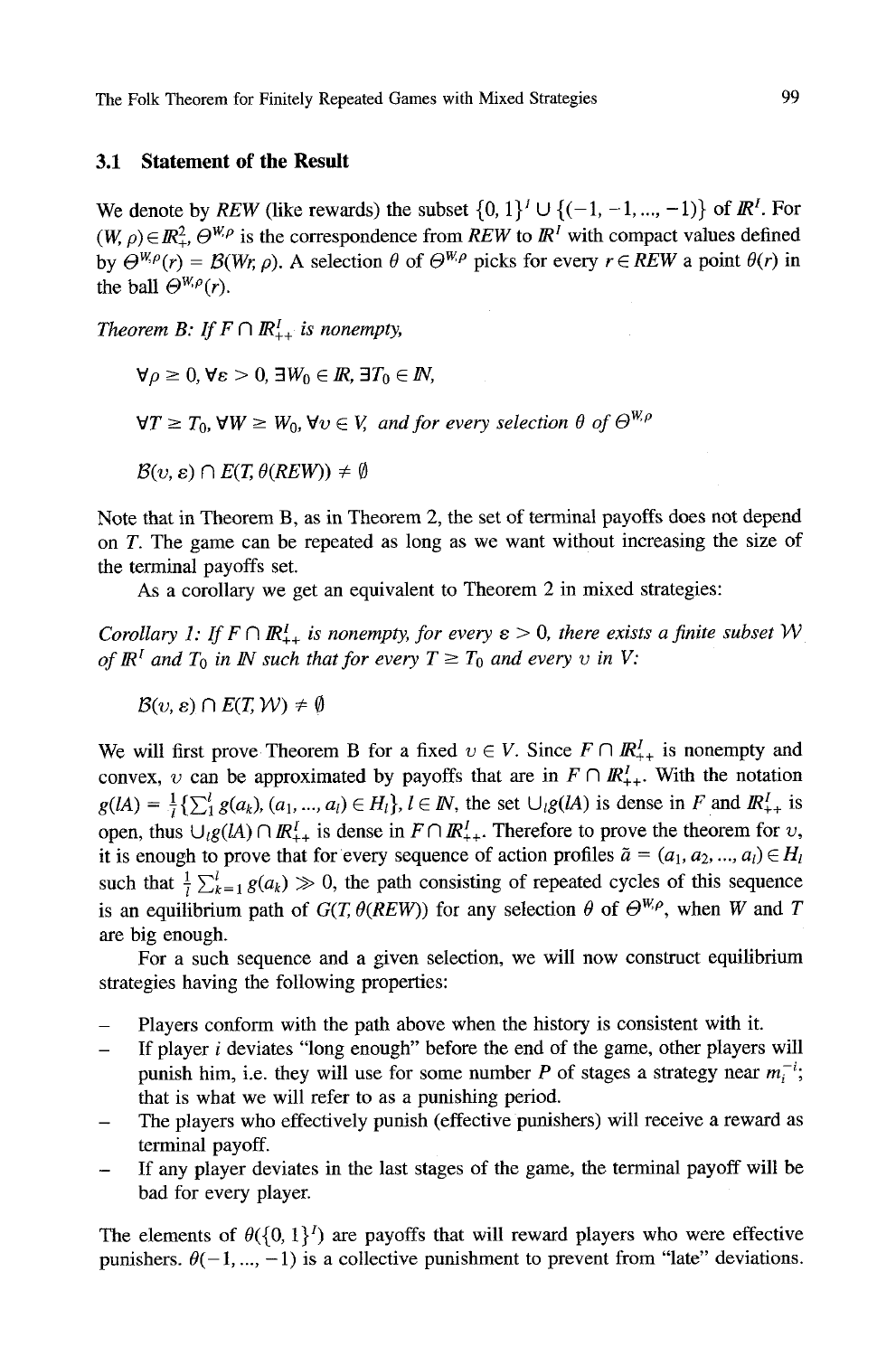### 3.1 Statement of the Result

We denote by *REW* (like rewards) the subset $\{0, 1\}^I \cup \{(-1, -1, ..., -1)\}$ of $\mathbb{R}^I$. For $(W, \rho) \in \mathbb{R}_+^2$, $\Theta^{W,\rho}$ is the correspondence from *REW* to $\mathbb{R}^I$ with compact values defined by $\Theta^{W,\rho}(r) = \mathcal{B}(Wr, \rho)$. A selection $\theta$ of $\Theta^{W,\rho}$ picks for every $r \in REW$ a point $\theta(r)$ in the ball $\Theta^{W,\rho}(r)$.

*Theorem B: If $F \cap \mathbb{R}_{++}^I$ is nonempty,*

$$\forall \rho \geq 0, \forall \varepsilon > 0, \exists W_0 \in \mathbb{R}, \exists T_0 \in \mathbb{N},$$

$$\forall T \geq T_0, \forall W \geq W_0, \forall v \in V, \text{ and for every selection } \theta \text{ of } \Theta^{W,\rho}$$

$$\mathcal{B}(v, \varepsilon) \cap E(T, \theta(REW)) \neq \emptyset$$

Note that in Theorem B, as in Theorem 2, the set of terminal payoffs does not depend on $T$. The game can be repeated as long as we want without increasing the size of the terminal payoffs set.

As a corollary we get an equivalent to Theorem 2 in mixed strategies:

*Corollary 1: If $F \cap \mathbb{R}_{++}^I$ is nonempty, for every $\varepsilon > 0$, there exists a finite subset $\mathcal{W}$ of $\mathbb{R}^I$ and $T_0$ in $\mathbb{N}$ such that for every $T \geq T_0$ and every $v$ in $V$:*

$$\mathcal{B}(v, \varepsilon) \cap E(T, \mathcal{W}) \neq \emptyset$$

We will first prove Theorem B for a fixed $v \in V$. Since $F \cap \mathbb{R}_{++}^I$ is nonempty and convex, $v$ can be approximated by payoffs that are in $F \cap \mathbb{R}_{++}^I$. With the notation $g(lA) = \frac{1}{l}\{\sum_1^l g(a_k), (a_1, ..., a_l) \in H_l\}$, $l \in \mathbb{N}$, the set $\cup_l g(lA)$ is dense in $F$ and $\mathbb{R}_{++}^I$ is open, thus $\cup_l g(lA) \cap \mathbb{R}_{++}^I$ is dense in $F \cap \mathbb{R}_{++}^I$. Therefore to prove the theorem for $v$, it is enough to prove that for every sequence of action profiles $\tilde{a} = (a_1, a_2, ..., a_l) \in H_l$ such that $\frac{1}{l}\sum_{k=1}^l g(a_k) \gg 0$, the path consisting of repeated cycles of this sequence is an equilibrium path of $G(T, \theta(REW))$ for any selection $\theta$ of $\Theta^{W,\rho}$, when $W$ and $T$ are big enough.

For a such sequence and a given selection, we will now construct equilibrium strategies having the following properties:

- Players conform with the path above when the history is consistent with it.
- If player $i$ deviates "long enough" before the end of the game, other players will punish him, i.e. they will use for some number $P$ of stages a strategy near $m_i^{-i}$; that is what we will refer to as a punishing period.
- The players who effectively punish (effective punishers) will receive a reward as terminal payoff.
- If any player deviates in the last stages of the game, the terminal payoff will be bad for every player.

The elements of $\theta(\{0, 1\}^I)$ are payoffs that will reward players who were effective punishers. $\theta(-1, ..., -1)$ is a collective punishment to prevent from "late" deviations.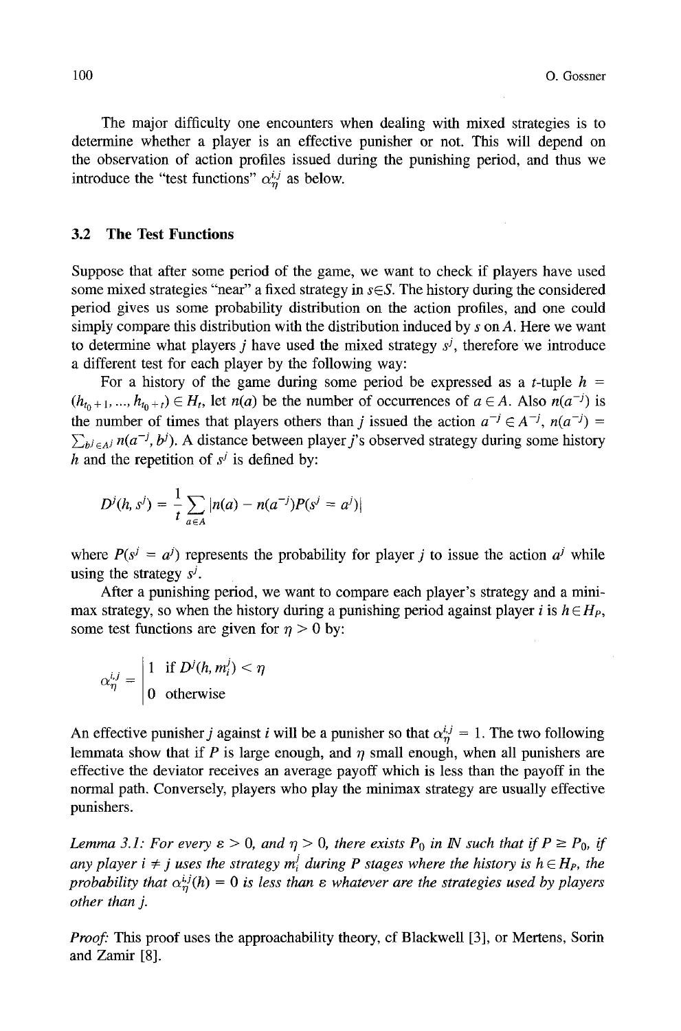The major difficulty one encounters when dealing with mixed strategies is to determine whether a player is an effective punisher or not. This will depend on the observation of action profiles issued during the punishing period, and thus we introduce the "test functions" $\alpha_\eta^{i,j}$ as below.

## 3.2 The Test Functions

Suppose that after some period of the game, we want to check if players have used some mixed strategies "near" a fixed strategy in $s \in S$. The history during the considered period gives us some probability distribution on the action profiles, and one could simply compare this distribution with the distribution induced by $s$ on $A$. Here we want to determine what players $j$ have used the mixed strategy $s^j$, therefore we introduce a different test for each player by the following way:

For a history of the game during some period be expressed as a $t$-tuple $h = (h_{t_0+1}, \ldots, h_{t_0+t}) \in H_t$, let $n(a)$ be the number of occurrences of $a \in A$. Also $n(a^{-j})$ is the number of times that players others than $j$ issued the action $a^{-j} \in A^{-j}$, $n(a^{-j}) = \sum_{b^j \in A^j} n(a^{-j}, b^j)$. A distance between player $j$'s observed strategy during some history $h$ and the repetition of $s^j$ is defined by:

$$D^j(h, s^j) = \frac{1}{t} \sum_{a \in A} |n(a) - n(a^{-j}) P(s^j = a^j)|$$

where $P(s^j = a^j)$ represents the probability for player $j$ to issue the action $a^j$ while using the strategy $s^j$.

After a punishing period, we want to compare each player's strategy and a minimax strategy, so when the history during a punishing period against player $i$ is $h \in H_P$, some test functions are given for $\eta > 0$ by:

$$\alpha_\eta^{i,j} = \begin{cases} 1 & \text{if } D^j(h, m_i^j) < \eta \\ 0 & \text{otherwise} \end{cases}$$

An effective punisher $j$ against $i$ will be a punisher so that $\alpha_\eta^{i,j} = 1$. The two following lemmata show that if $P$ is large enough, and $\eta$ small enough, when all punishers are effective the deviator receives an average payoff which is less than the payoff in the normal path. Conversely, players who play the minimax strategy are usually effective punishers.

*Lemma 3.1: For every $\varepsilon > 0$, and $\eta > 0$, there exists $P_0$ in $\mathbb{N}$ such that if $P \geq P_0$, if any player $i \neq j$ uses the strategy $m_i^j$ during $P$ stages where the history is $h \in H_P$, the probability that $\alpha_\eta^{i,j}(h) = 0$ is less than $\varepsilon$ whatever are the strategies used by players other than $j$.*

*Proof:* This proof uses the approachability theory, cf Blackwell [3], or Mertens, Sorin and Zamir [8].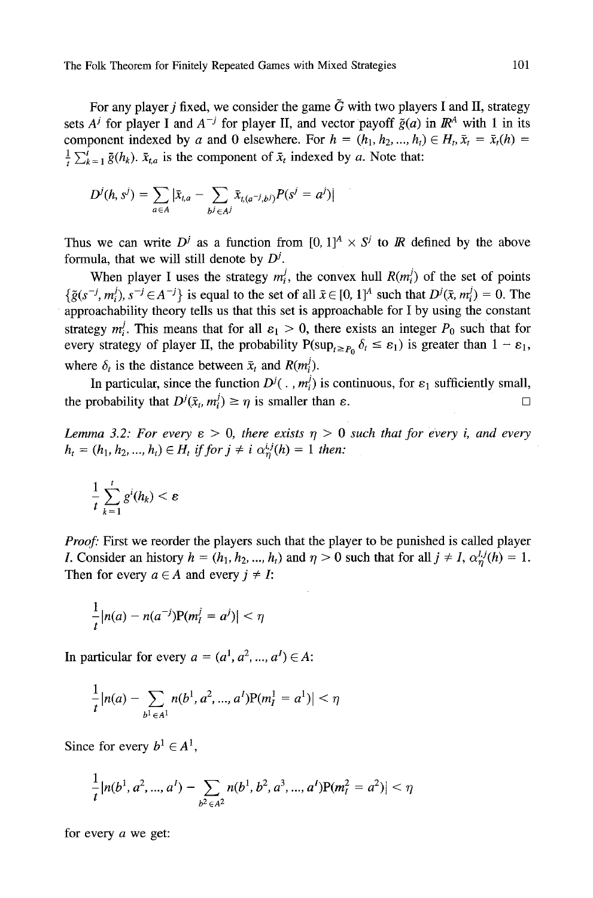For any player $j$ fixed, we consider the game $\tilde{G}$ with two players I and II, strategy sets $A^j$ for player I and $A^{-j}$ for player II, and vector payoff $\tilde{g}(a)$ in $\mathbb{R}^A$ with 1 in its component indexed by $a$ and 0 elsewhere. For $h = (h_1, h_2, ..., h_t) \in H_t, \bar{x}_t = \bar{x}_t(h) = \frac{1}{t}\sum_{k=1}^{t} \tilde{g}(h_k)$. $\bar{x}_{t,a}$ is the component of $\bar{x}_t$ indexed by $a$. Note that:

$$D^j(h, s^j) = \sum_{a \in A} |\bar{x}_{t,a} - \sum_{b^j \in A^j} \bar{x}_{t,(a^{-j}, b^j)} P(s^j = a^j)|$$

Thus we can write $D^j$ as a function from $[0, 1]^A \times S^j$ to $\mathbb{R}$ defined by the above formula, that we will still denote by $D^j$.

When player I uses the strategy $m_i^j$, the convex hull $R(m_i^j)$ of the set of points $\{\tilde{g}(s^{-j}, m_i^j), s^{-j} \in A^{-j}\}$ is equal to the set of all $\bar{x} \in [0, 1]^A$ such that $D^j(\bar{x}, m_i^j) = 0$. The approachability theory tells us that this set is approachable for I by using the constant strategy $m_i^j$. This means that for all $\varepsilon_1 > 0$, there exists an integer $P_0$ such that for every strategy of player II, the probability $\mathrm{P}(\sup_{t \geq P_0} \delta_t \leq \varepsilon_1)$ is greater than $1 - \varepsilon_1$, where $\delta_t$ is the distance between $\bar{x}_t$ and $R(m_i^j)$.

In particular, since the function $D^j(\,.\,, m_i^j)$ is continuous, for $\varepsilon_1$ sufficiently small, the probability that $D^j(\bar{x}_t, m_i^j) \geq \eta$ is smaller than $\varepsilon$. □

*Lemma 3.2: For every $\varepsilon > 0$, there exists $\eta > 0$ such that for every $i$, and every $h_t = (h_1, h_2, ..., h_t) \in H_t$ if for $j \neq i$ $\alpha_\eta^{i,j}(h) = 1$ then:*

$$\frac{1}{t}\sum_{k=1}^{t} g^i(h_k) < \varepsilon$$

*Proof:* First we reorder the players such that the player to be punished is called player $I$. Consider an history $h = (h_1, h_2, ..., h_t)$ and $\eta > 0$ such that for all $j \neq I$, $\alpha_\eta^{I,j}(h) = 1$. Then for every $a \in A$ and every $j \neq I$:

$$\frac{1}{t}|n(a) - n(a^{-j})\mathrm{P}(m_I^j = a^j)| < \eta$$

In particular for every $a = (a^1, a^2, ..., a^I) \in A$:

$$\frac{1}{t}|n(a) - \sum_{b^1 \in A^1} n(b^1, a^2, ..., a^I)\mathrm{P}(m_I^1 = a^1)| < \eta$$

Since for every $b^1 \in A^1$,

$$\frac{1}{t}|n(b^1, a^2, ..., a^I) - \sum_{b^2 \in A^2} n(b^1, b^2, a^3, ..., a^I)\mathrm{P}(m_I^2 = a^2)| < \eta$$

for every $a$ we get: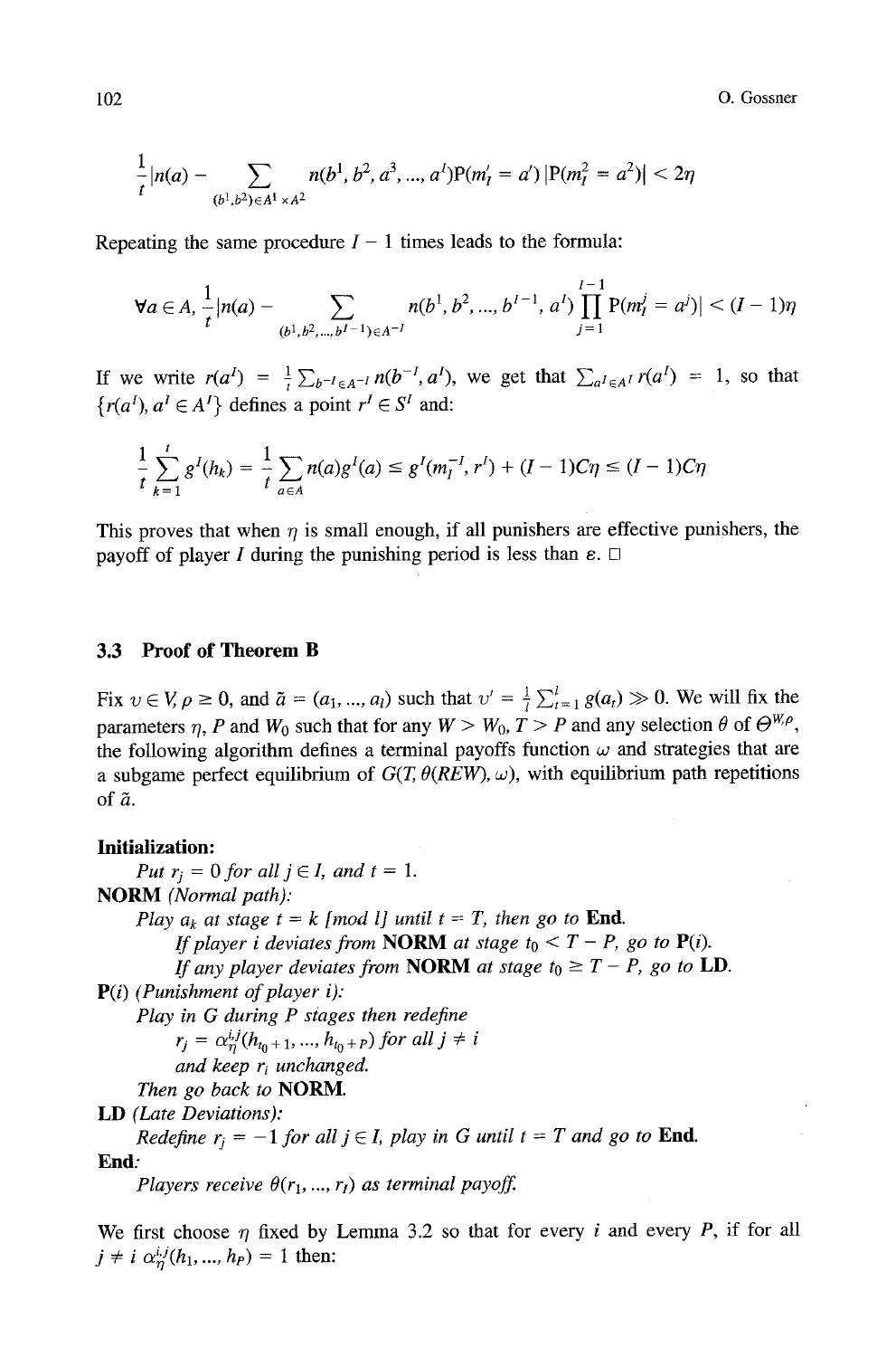$$\frac{1}{t}|n(a) - \sum_{(b^1,b^2)\in A^1\times A^2} n(b^1, b^2, a^3, ..., a^I)\mathrm{P}(m_I^I = a^I)\,|\mathrm{P}(m_I^2 = a^2)| < 2\eta$$

Repeating the same procedure $I - 1$ times leads to the formula:

$$\forall a \in A, \frac{1}{t}|n(a) - \sum_{(b^1,b^2,...,b^{I-1})\in A^{-I}} n(b^1, b^2, ..., b^{I-1}, a^I) \prod_{j=1}^{I-1} \mathrm{P}(m_I^j = a^j)| < (I-1)\eta$$

If we write $r(a^I) = \frac{1}{t}\sum_{b^{-I}\in A^{-I}} n(b^{-I}, a^I)$, we get that $\sum_{a^I\in A^I} r(a^I) = 1$, so that $\{r(a^I), a^I \in A^I\}$ defines a point $r^I \in S^I$ and:

$$\frac{1}{t}\sum_{k=1}^{t} g^I(h_k) = \frac{1}{t}\sum_{a\in A} n(a)g^I(a) \leq g^I(m_I^{-I}, r^I) + (I-1)C\eta \leq (I-1)C\eta$$

This proves that when $\eta$ is small enough, if all punishers are effective punishers, the payoff of player $I$ during the punishing period is less than $\varepsilon$. □

### 3.3 Proof of Theorem B

Fix $v \in V$, $\rho \geq 0$, and $\tilde{a} = (a_1, ..., a_l)$ such that $v' = \frac{1}{l}\sum_{t=1}^{l} g(a_t) \gg 0$. We will fix the parameters $\eta$, $P$ and $W_0$ such that for any $W > W_0$, $T > P$ and any selection $\theta$ of $\Theta^{W,\rho}$, the following algorithm defines a terminal payoffs function $\omega$ and strategies that are a subgame perfect equilibrium of $G(T, \theta(REW), \omega)$, with equilibrium path repetitions of $\tilde{a}$.

**Initialization:**
*Put $r_j = 0$ for all $j \in I$, and $t = 1$.*

**NORM** *(Normal path):*
*Play $a_k$ at stage $t = k$ [mod $l$] until $t = T$, then go to* **End**.
*If player $i$ deviates from* **NORM** *at stage $t_0 < T - P$, go to* **P**$(i)$.
*If any player deviates from* **NORM** *at stage $t_0 \geq T - P$, go to* **LD**.

**P**$(i)$ *(Punishment of player $i$):*
*Play in $G$ during $P$ stages then redefine*
$r_j = \alpha_\eta^{i,j}(h_{t_0+1}, ..., h_{t_0+P})$ *for all $j \neq i$*
*and keep $r_i$ unchanged.*
*Then go back to* **NORM**.

**LD** *(Late Deviations):*
*Redefine $r_j = -1$ for all $j \in I$, play in $G$ until $t = T$ and go to* **End**.

**End**:
*Players receive $\theta(r_1, ..., r_I)$ as terminal payoff.*

We first choose $\eta$ fixed by Lemma 3.2 so that for every $i$ and every $P$, if for all $j \neq i$ $\alpha_\eta^{i,j}(h_1, ..., h_P) = 1$ then: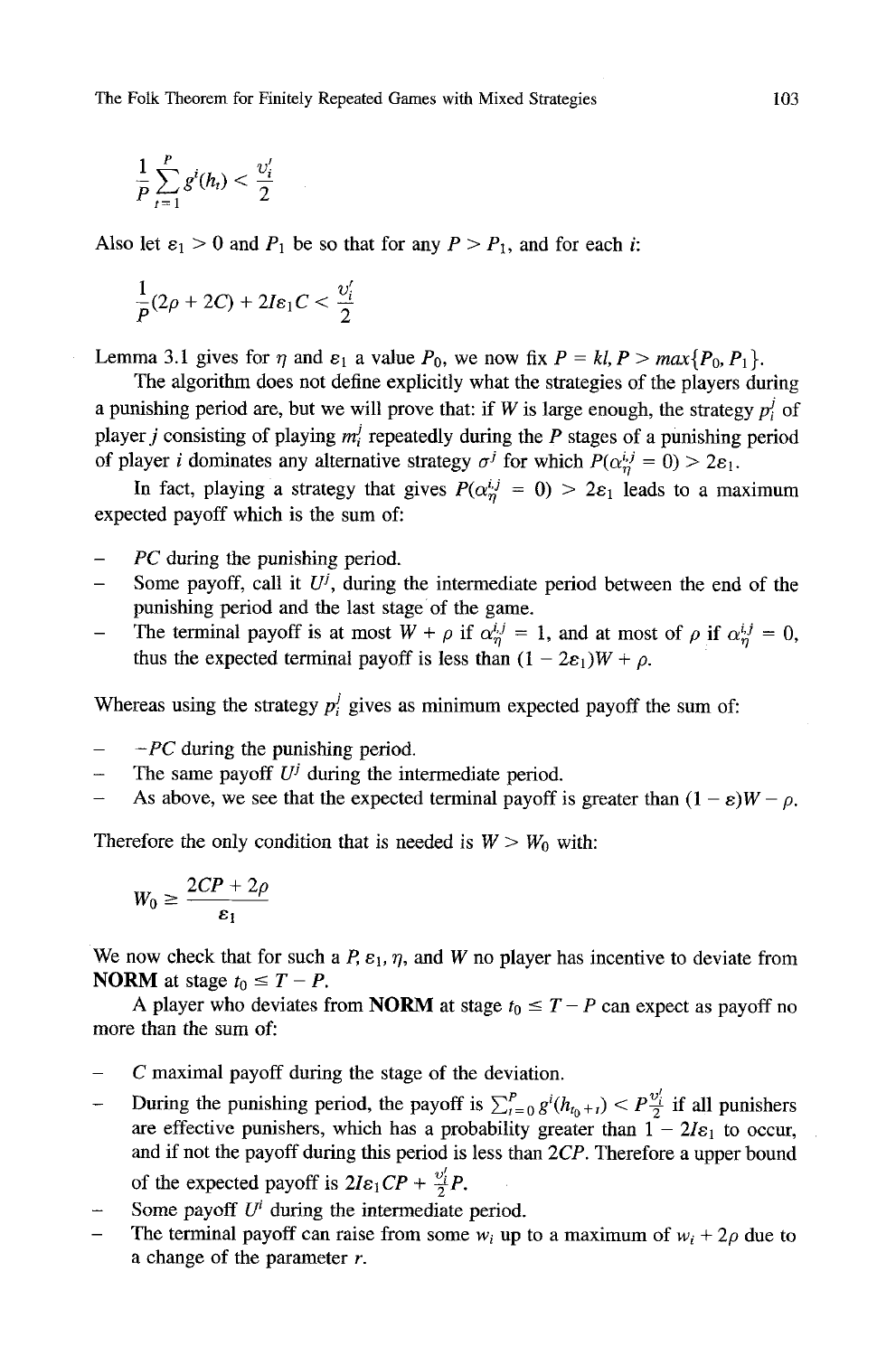$$\frac{1}{P}\sum_{t=1}^{P} g^i(h_t) < \frac{v_i^l}{2}$$

Also let $\varepsilon_1 > 0$ and $P_1$ be so that for any $P > P_1$, and for each $i$:

$$\frac{1}{P}(2\rho + 2C) + 2I\varepsilon_1 C < \frac{v_i^l}{2}$$

Lemma 3.1 gives for $\eta$ and $\varepsilon_1$ a value $P_0$, we now fix $P = kl, P > max\{P_0, P_1\}$.

The algorithm does not define explicitly what the strategies of the players during a punishing period are, but we will prove that: if $W$ is large enough, the strategy $p_i^j$ of player $j$ consisting of playing $m_i^j$ repeatedly during the $P$ stages of a punishing period of player $i$ dominates any alternative strategy $\sigma^j$ for which $P(\alpha_\eta^{i,j} = 0) > 2\varepsilon_1$.

In fact, playing a strategy that gives $P(\alpha_\eta^{i,j} = 0) > 2\varepsilon_1$ leads to a maximum expected payoff which is the sum of:

- $PC$ during the punishing period.
- Some payoff, call it $U^j$, during the intermediate period between the end of the punishing period and the last stage of the game.
- The terminal payoff is at most $W + \rho$ if $\alpha_\eta^{i,j} = 1$, and at most of $\rho$ if $\alpha_\eta^{i,j} = 0$, thus the expected terminal payoff is less than $(1 - 2\varepsilon_1)W + \rho$.

Whereas using the strategy $p_i^j$ gives as minimum expected payoff the sum of:

- $-PC$ during the punishing period.
- The same payoff $U^j$ during the intermediate period.
- As above, we see that the expected terminal payoff is greater than $(1 - \varepsilon)W - \rho$.

Therefore the only condition that is needed is $W > W_0$ with:

$$W_0 \geq \frac{2CP + 2\rho}{\varepsilon_1}$$

We now check that for such a $P$, $\varepsilon_1$, $\eta$, and $W$ no player has incentive to deviate from **NORM** at stage $t_0 \leq T - P$.

A player who deviates from **NORM** at stage $t_0 \leq T - P$ can expect as payoff no more than the sum of:

- $C$ maximal payoff during the stage of the deviation.
- During the punishing period, the payoff is $\sum_{t=0}^{P} g^i(h_{t_0+t}) < P\frac{v_i^l}{2}$ if all punishers are effective punishers, which has a probability greater than $1 - 2I\varepsilon_1$ to occur, and if not the payoff during this period is less than $2CP$. Therefore a upper bound of the expected payoff is $2I\varepsilon_1 CP + \frac{v_i^l}{2}P$.
- Some payoff $U^i$ during the intermediate period.
- The terminal payoff can raise from some $w_i$ up to a maximum of $w_i + 2\rho$ due to a change of the parameter $r$.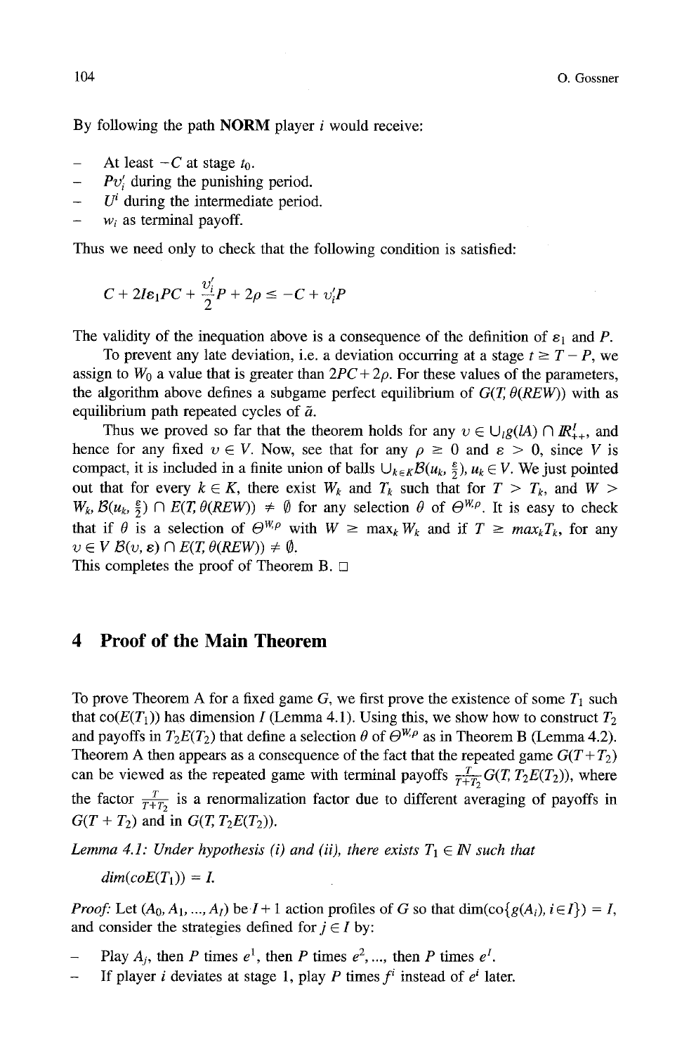By following the path **NORM** player $i$ would receive:

- At least $-C$ at stage $t_0$.
- $Pv_i^{\prime}$ during the punishing period.
- $U^i$ during the intermediate period.
- $w_i$ as terminal payoff.

Thus we need only to check that the following condition is satisfied:

$$C + 2I\varepsilon_1 PC + \frac{v_i^{\prime}}{2}P + 2\rho \leq -C + v_i^{\prime}P$$

The validity of the inequation above is a consequence of the definition of $\varepsilon_1$ and $P$.

To prevent any late deviation, i.e. a deviation occurring at a stage $t \geq T - P$, we assign to $W_0$ a value that is greater than $2PC + 2\rho$. For these values of the parameters, the algorithm above defines a subgame perfect equilibrium of $G(T, \theta(REW))$ with as equilibrium path repeated cycles of $\tilde{a}$.

Thus we proved so far that the theorem holds for any $v \in \bigcup_l g(lA) \cap \mathbb{R}_{++}^I$, and hence for any fixed $v \in V$. Now, see that for any $\rho \geq 0$ and $\varepsilon > 0$, since $V$ is compact, it is included in a finite union of balls $\bigcup_{k \in K} \mathcal{B}(u_k, \frac{\varepsilon}{2})$, $u_k \in V$. We just pointed out that for every $k \in K$, there exist $W_k$ and $T_k$ such that for $T > T_k$, and $W > W_k$, $\mathcal{B}(u_k, \frac{\varepsilon}{2}) \cap E(T, \theta(REW)) \neq \emptyset$ for any selection $\theta$ of $\Theta^{W,\rho}$. It is easy to check that if $\theta$ is a selection of $\Theta^{W,\rho}$ with $W \geq \max_k W_k$ and if $T \geq \max_k T_k$, for any $v \in V$ $\mathcal{B}(v, \varepsilon) \cap E(T, \theta(REW)) \neq \emptyset$.

This completes the proof of Theorem B. □

## 4 Proof of the Main Theorem

To prove Theorem A for a fixed game $G$, we first prove the existence of some $T_1$ such that $\text{co}(E(T_1))$ has dimension $I$ (Lemma 4.1). Using this, we show how to construct $T_2$ and payoffs in $T_2 E(T_2)$ that define a selection $\theta$ of $\Theta^{W,\rho}$ as in Theorem B (Lemma 4.2). Theorem A then appears as a consequence of the fact that the repeated game $G(T + T_2)$ can be viewed as the repeated game with terminal payoffs $\frac{T}{T+T_2} G(T, T_2 E(T_2))$, where the factor $\frac{T}{T+T_2}$ is a renormalization factor due to different averaging of payoffs in $G(T + T_2)$ and in $G(T, T_2 E(T_2))$.

*Lemma 4.1: Under hypothesis (i) and (ii), there exists $T_1 \in \mathbb{N}$ such that*

$$dim(coE(T_1)) = I.$$

*Proof:* Let $(A_0, A_1, ..., A_I)$ be $I + 1$ action profiles of $G$ so that $\dim(\text{co}\{g(A_i), i \in I\}) = I$, and consider the strategies defined for $j \in I$ by:

- Play $A_j$, then $P$ times $e^1$, then $P$ times $e^2$, ..., then $P$ times $e^I$.
- If player $i$ deviates at stage 1, play $P$ times $f^i$ instead of $e^i$ later.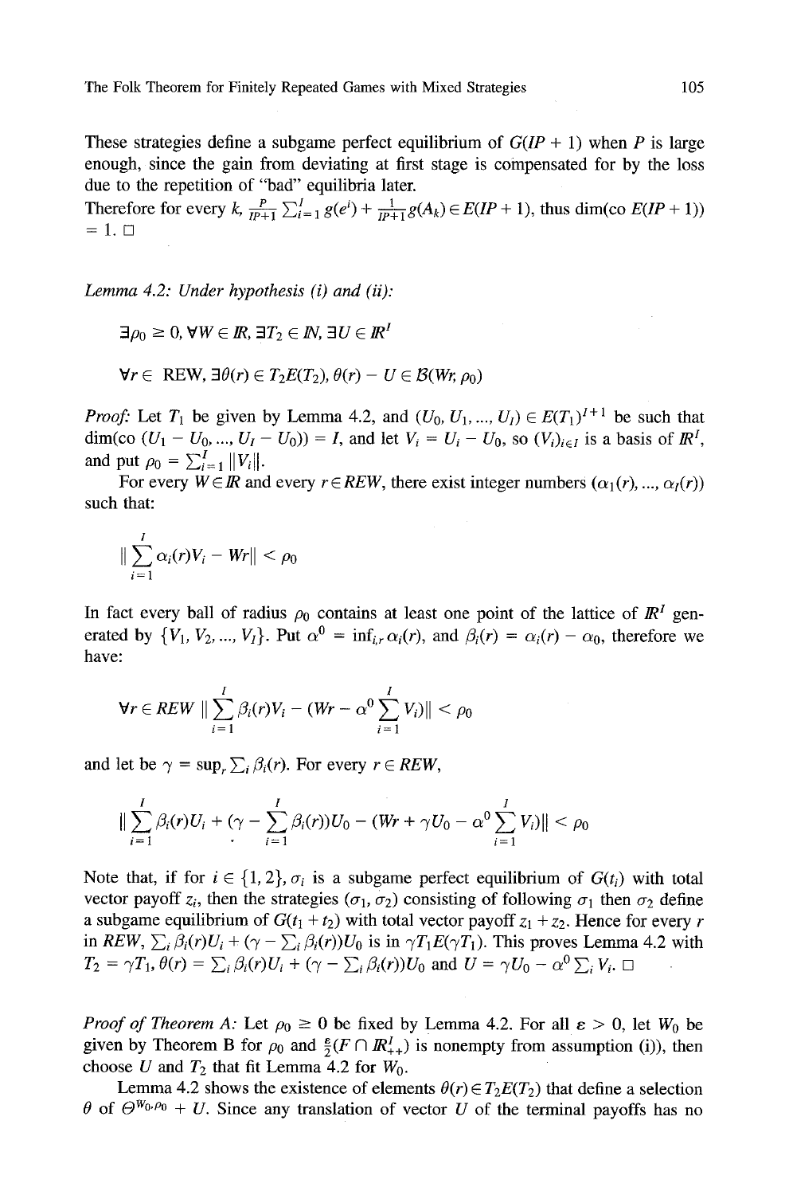These strategies define a subgame perfect equilibrium of $G(IP + 1)$ when $P$ is large enough, since the gain from deviating at first stage is compensated for by the loss due to the repetition of "bad" equilibria later.

Therefore for every $k$, $\frac{P}{IP+1}\sum_{i=1}^{I} g(e^i) + \frac{1}{IP+1} g(A_k) \in E(IP + 1)$, thus $\dim(\text{co } E(IP + 1)) = 1$. □

*Lemma 4.2: Under hypothesis (i) and (ii):*

$$\exists \rho_0 \geq 0, \forall W \in I\!R, \exists T_2 \in I\!N, \exists U \in I\!R^I$$

$$\forall r \in \text{REW}, \exists \theta(r) \in T_2 E(T_2), \theta(r) - U \in \mathcal{B}(Wr, \rho_0)$$

*Proof:* Let $T_1$ be given by Lemma 4.2, and $(U_0, U_1, ..., U_I) \in E(T_1)^{I+1}$ be such that $\dim(\text{co } (U_1 - U_0, ..., U_I - U_0)) = I$, and let $V_i = U_i - U_0$, so $(V_i)_{i \in I}$ is a basis of $I\!R^I$, and put $\rho_0 = \sum_{i=1}^{I} \|V_i\|$.

For every $W \in I\!R$ and every $r \in REW$, there exist integer numbers $(\alpha_1(r), ..., \alpha_I(r))$ such that:

$$\|\sum_{i=1}^{I} \alpha_i(r) V_i - Wr\| < \rho_0$$

In fact every ball of radius $\rho_0$ contains at least one point of the lattice of $I\!R^I$ generated by $\{V_1, V_2, ..., V_I\}$. Put $\alpha^0 = \inf_{i,r} \alpha_i(r)$, and $\beta_i(r) = \alpha_i(r) - \alpha_0$, therefore we have:

$$\forall r \in REW \; \|\sum_{i=1}^{I} \beta_i(r) V_i - (Wr - \alpha^0 \sum_{i=1}^{I} V_i)\| < \rho_0$$

and let be $\gamma = \sup_r \sum_i \beta_i(r)$. For every $r \in REW$,

$$\|\sum_{i=1}^{I} \beta_i(r) U_i + (\gamma - \sum_{i=1}^{I} \beta_i(r)) U_0 - (Wr + \gamma U_0 - \alpha^0 \sum_{i=1}^{I} V_i)\| < \rho_0$$

Note that, if for $i \in \{1, 2\}$, $\sigma_i$ is a subgame perfect equilibrium of $G(t_i)$ with total vector payoff $z_i$, then the strategies $(\sigma_1, \sigma_2)$ consisting of following $\sigma_1$ then $\sigma_2$ define a subgame equilibrium of $G(t_1 + t_2)$ with total vector payoff $z_1 + z_2$. Hence for every $r$ in $REW$, $\sum_i \beta_i(r) U_i + (\gamma - \sum_i \beta_i(r)) U_0$ is in $\gamma T_1 E(\gamma T_1)$. This proves Lemma 4.2 with $T_2 = \gamma T_1$, $\theta(r) = \sum_i \beta_i(r) U_i + (\gamma - \sum_i \beta_i(r)) U_0$ and $U = \gamma U_0 - \alpha^0 \sum_i V_i$. □

*Proof of Theorem A:* Let $\rho_0 \geq 0$ be fixed by Lemma 4.2. For all $\varepsilon > 0$, let $W_0$ be given by Theorem B for $\rho_0$ and $\frac{\varepsilon}{2}(F \cap I\!R^I_{++})$ is nonempty from assumption (i)), then choose $U$ and $T_2$ that fit Lemma 4.2 for $W_0$.

Lemma 4.2 shows the existence of elements $\theta(r) \in T_2 E(T_2)$ that define a selection $\theta$ of $\Theta^{W_0, \rho_0} + U$. Since any translation of vector $U$ of the terminal payoffs has no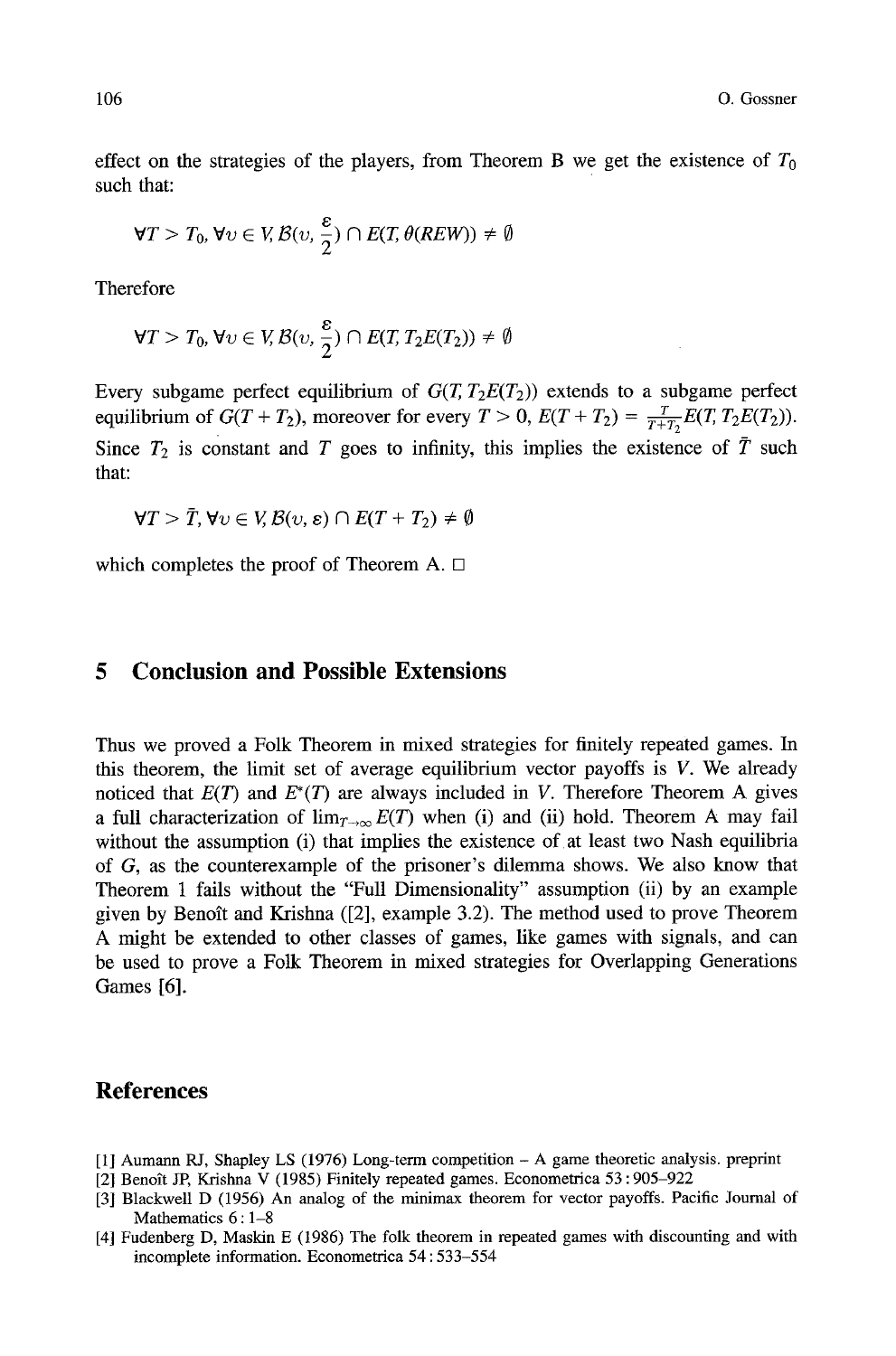effect on the strategies of the players, from Theorem B we get the existence of $T_0$ such that:

$$\forall T > T_0, \forall v \in V, \mathcal{B}(v, \frac{\varepsilon}{2}) \cap E(T, \theta(REW)) \neq \emptyset$$

Therefore

$$\forall T > T_0, \forall v \in V, \mathcal{B}(v, \frac{\varepsilon}{2}) \cap E(T, T_2 E(T_2)) \neq \emptyset$$

Every subgame perfect equilibrium of $G(T, T_2E(T_2))$ extends to a subgame perfect equilibrium of $G(T + T_2)$, moreover for every $T > 0$, $E(T + T_2) = \frac{T}{T+T_2} E(T, T_2E(T_2))$. Since $T_2$ is constant and $T$ goes to infinity, this implies the existence of $\bar{T}$ such that:

$$\forall T > \bar{T}, \forall v \in V, \mathcal{B}(v, \varepsilon) \cap E(T + T_2) \neq \emptyset$$

which completes the proof of Theorem A. □

## 5 Conclusion and Possible Extensions

Thus we proved a Folk Theorem in mixed strategies for finitely repeated games. In this theorem, the limit set of average equilibrium vector payoffs is $V$. We already noticed that $E(T)$ and $E^*(T)$ are always included in $V$. Therefore Theorem A gives a full characterization of $\lim_{T\to\infty} E(T)$ when (i) and (ii) hold. Theorem A may fail without the assumption (i) that implies the existence of at least two Nash equilibria of $G$, as the counterexample of the prisoner's dilemma shows. We also know that Theorem 1 fails without the "Full Dimensionality" assumption (ii) by an example given by Benoît and Krishna ([2], example 3.2). The method used to prove Theorem A might be extended to other classes of games, like games with signals, and can be used to prove a Folk Theorem in mixed strategies for Overlapping Generations Games [6].

## References

[1] Aumann RJ, Shapley LS (1976) Long-term competition – A game theoretic analysis. preprint

[2] Benoît JP, Krishna V (1985) Finitely repeated games. Econometrica 53 : 905–922

[3] Blackwell D (1956) An analog of the minimax theorem for vector payoffs. Pacific Journal of Mathematics 6 : 1–8

[4] Fudenberg D, Maskin E (1986) The folk theorem in repeated games with discounting and with incomplete information. Econometrica 54 : 533–554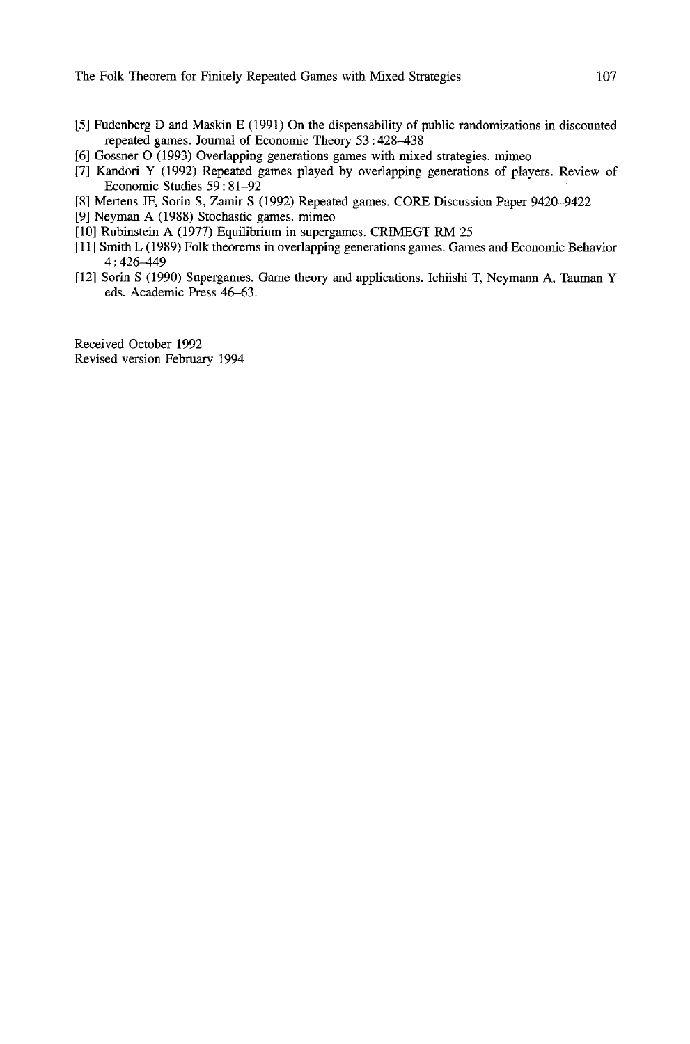[5] Fudenberg D and Maskin E (1991) On the dispensability of public randomizations in discounted repeated games. Journal of Economic Theory 53 : 428–438

[6] Gossner O (1993) Overlapping generations games with mixed strategies. mimeo

[7] Kandori Y (1992) Repeated games played by overlapping generations of players. Review of Economic Studies 59 : 81–92

[8] Mertens JF, Sorin S, Zamir S (1992) Repeated games. CORE Discussion Paper 9420–9422

[9] Neyman A (1988) Stochastic games. mimeo

[10] Rubinstein A (1977) Equilibrium in supergames. CRIMEGT RM 25

[11] Smith L (1989) Folk theorems in overlapping generations games. Games and Economic Behavior 4 : 426–449

[12] Sorin S (1990) Supergames. Game theory and applications. Ichiishi T, Neymann A, Tauman Y eds. Academic Press 46–63.

Received October 1992
Revised version February 1994